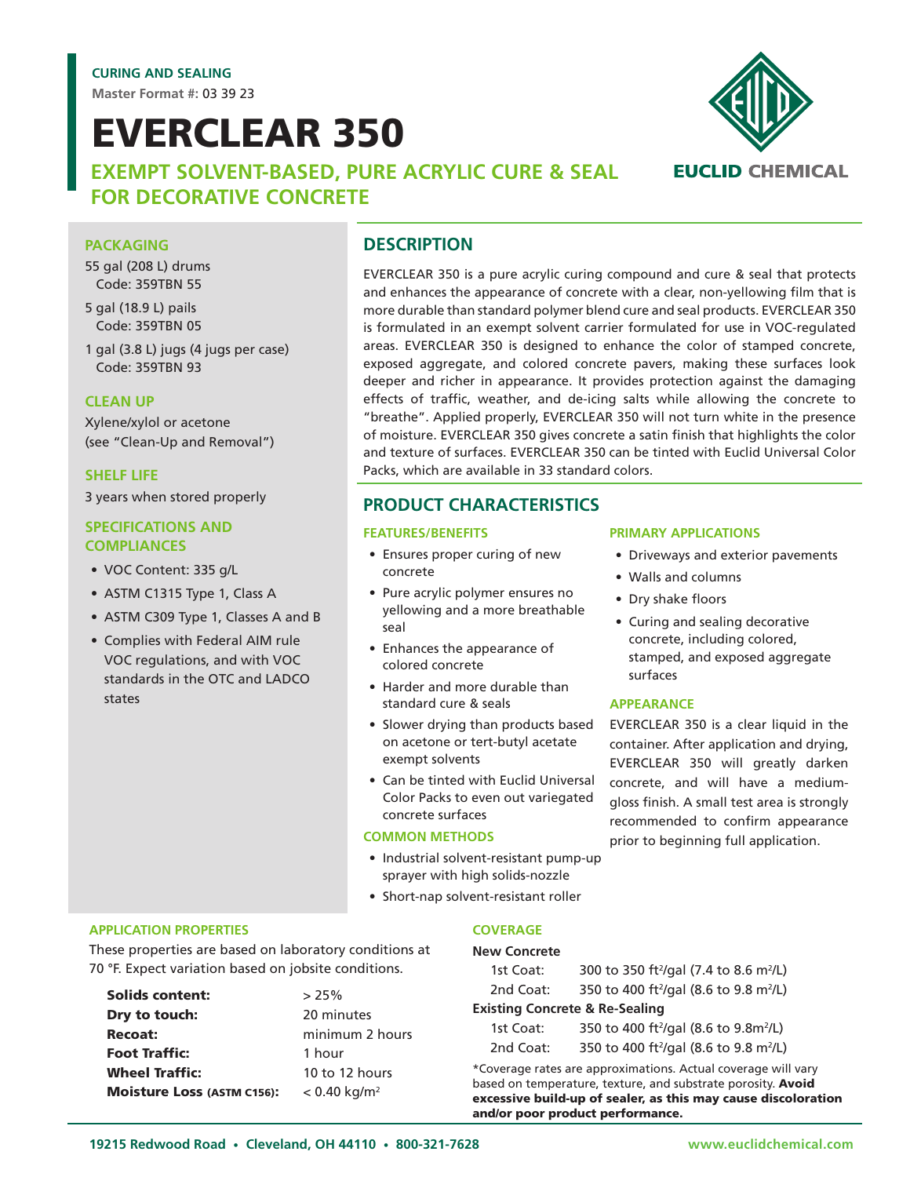CURING AND SEALING

Master Format #: 03 39 23

# EVERCLEAR 350

## EXEMPT SOLVENT-BASED, PURE ACRYLIC CURE & SEAL FOR DECORATIVE CONCRETE

EUCLID CHEMICAL

### PACKAGING

55 gal (208 L) drums
Code: 359TBN 55

5 gal (18.9 L) pails
Code: 359TBN 05

1 gal (3.8 L) jugs (4 jugs per case)
Code: 359TBN 93

### CLEAN UP

Xylene/xylol or acetone
(see "Clean-Up and Removal")

### SHELF LIFE

3 years when stored properly

### SPECIFICATIONS AND COMPLIANCES

- VOC Content: 335 g/L
- ASTM C1315 Type 1, Class A
- ASTM C309 Type 1, Classes A and B
- Complies with Federal AIM rule VOC regulations, and with VOC standards in the OTC and LADCO states

## DESCRIPTION

EVERCLEAR 350 is a pure acrylic curing compound and cure & seal that protects and enhances the appearance of concrete with a clear, non-yellowing film that is more durable than standard polymer blend cure and seal products. EVERCLEAR 350 is formulated in an exempt solvent carrier formulated for use in VOC-regulated areas. EVERCLEAR 350 is designed to enhance the color of stamped concrete, exposed aggregate, and colored concrete pavers, making these surfaces look deeper and richer in appearance. It provides protection against the damaging effects of traffic, weather, and de-icing salts while allowing the concrete to "breathe". Applied properly, EVERCLEAR 350 will not turn white in the presence of moisture. EVERCLEAR 350 gives concrete a satin finish that highlights the color and texture of surfaces. EVERCLEAR 350 can be tinted with Euclid Universal Color Packs, which are available in 33 standard colors.

## PRODUCT CHARACTERISTICS

### FEATURES/BENEFITS

- Ensures proper curing of new concrete
- Pure acrylic polymer ensures no yellowing and a more breathable seal
- Enhances the appearance of colored concrete
- Harder and more durable than standard cure & seals
- Slower drying than products based on acetone or tert-butyl acetate exempt solvents
- Can be tinted with Euclid Universal Color Packs to even out variegated concrete surfaces

### COMMON METHODS

- Industrial solvent-resistant pump-up sprayer with high solids-nozzle
- Short-nap solvent-resistant roller

### PRIMARY APPLICATIONS

- Driveways and exterior pavements
- Walls and columns
- Dry shake floors
- Curing and sealing decorative concrete, including colored, stamped, and exposed aggregate surfaces

### APPEARANCE

EVERCLEAR 350 is a clear liquid in the container. After application and drying, EVERCLEAR 350 will greatly darken concrete, and will have a medium-gloss finish. A small test area is strongly recommended to confirm appearance prior to beginning full application.

### APPLICATION PROPERTIES

These properties are based on laboratory conditions at 70 °F. Expect variation based on jobsite conditions.

| | |
|---|---|
| **Solids content:** | > 25% |
| **Dry to touch:** | 20 minutes |
| **Recoat:** | minimum 2 hours |
| **Foot Traffic:** | 1 hour |
| **Wheel Traffic:** | 10 to 12 hours |
| **Moisture Loss (ASTM C156):** | < 0.40 kg/m$^2$ |

### COVERAGE

**New Concrete**

| | |
|---|---|
| 1st Coat: | 300 to 350 ft$^2$/gal (7.4 to 8.6 m$^2$/L) |
| 2nd Coat: | 350 to 400 ft$^2$/gal (8.6 to 9.8 m$^2$/L) |

**Existing Concrete & Re-Sealing**

| | |
|---|---|
| 1st Coat: | 350 to 400 ft$^2$/gal (8.6 to 9.8m$^2$/L) |
| 2nd Coat: | 350 to 400 ft$^2$/gal (8.6 to 9.8 m$^2$/L) |

*Coverage rates are approximations. Actual coverage will vary based on temperature, texture, and substrate porosity. **Avoid excessive build-up of sealer, as this may cause discoloration and/or poor product performance.**

19215 Redwood Road • Cleveland, OH 44110 • 800-321-7628 www.euclidchemical.com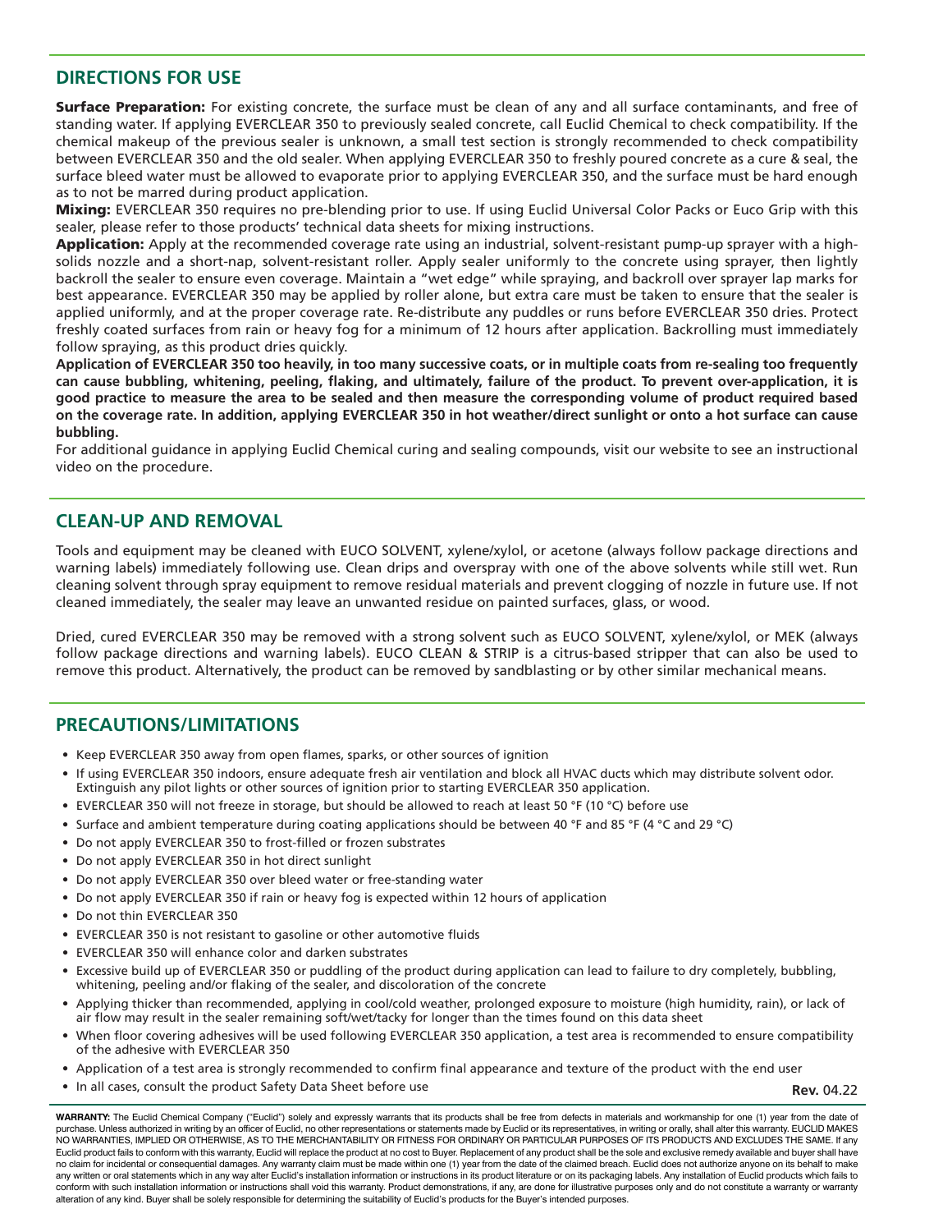## DIRECTIONS FOR USE

**Surface Preparation:** For existing concrete, the surface must be clean of any and all surface contaminants, and free of standing water. If applying EVERCLEAR 350 to previously sealed concrete, call Euclid Chemical to check compatibility. If the chemical makeup of the previous sealer is unknown, a small test section is strongly recommended to check compatibility between EVERCLEAR 350 and the old sealer. When applying EVERCLEAR 350 to freshly poured concrete as a cure & seal, the surface bleed water must be allowed to evaporate prior to applying EVERCLEAR 350, and the surface must be hard enough as to not be marred during product application.

**Mixing:** EVERCLEAR 350 requires no pre-blending prior to use. If using Euclid Universal Color Packs or Euco Grip with this sealer, please refer to those products' technical data sheets for mixing instructions.

**Application:** Apply at the recommended coverage rate using an industrial, solvent-resistant pump-up sprayer with a high-solids nozzle and a short-nap, solvent-resistant roller. Apply sealer uniformly to the concrete using sprayer, then lightly backroll the sealer to ensure even coverage. Maintain a "wet edge" while spraying, and backroll over sprayer lap marks for best appearance. EVERCLEAR 350 may be applied by roller alone, but extra care must be taken to ensure that the sealer is applied uniformly, and at the proper coverage rate. Re-distribute any puddles or runs before EVERCLEAR 350 dries. Protect freshly coated surfaces from rain or heavy fog for a minimum of 12 hours after application. Backrolling must immediately follow spraying, as this product dries quickly.

**Application of EVERCLEAR 350 too heavily, in too many successive coats, or in multiple coats from re-sealing too frequently can cause bubbling, whitening, peeling, flaking, and ultimately, failure of the product. To prevent over-application, it is good practice to measure the area to be sealed and then measure the corresponding volume of product required based on the coverage rate. In addition, applying EVERCLEAR 350 in hot weather/direct sunlight or onto a hot surface can cause bubbling.**

For additional guidance in applying Euclid Chemical curing and sealing compounds, visit our website to see an instructional video on the procedure.

## CLEAN-UP AND REMOVAL

Tools and equipment may be cleaned with EUCO SOLVENT, xylene/xylol, or acetone (always follow package directions and warning labels) immediately following use. Clean drips and overspray with one of the above solvents while still wet. Run cleaning solvent through spray equipment to remove residual materials and prevent clogging of nozzle in future use. If not cleaned immediately, the sealer may leave an unwanted residue on painted surfaces, glass, or wood.

Dried, cured EVERCLEAR 350 may be removed with a strong solvent such as EUCO SOLVENT, xylene/xylol, or MEK (always follow package directions and warning labels). EUCO CLEAN & STRIP is a citrus-based stripper that can also be used to remove this product. Alternatively, the product can be removed by sandblasting or by other similar mechanical means.

## PRECAUTIONS/LIMITATIONS

- Keep EVERCLEAR 350 away from open flames, sparks, or other sources of ignition
- If using EVERCLEAR 350 indoors, ensure adequate fresh air ventilation and block all HVAC ducts which may distribute solvent odor. Extinguish any pilot lights or other sources of ignition prior to starting EVERCLEAR 350 application.
- EVERCLEAR 350 will not freeze in storage, but should be allowed to reach at least 50 °F (10 °C) before use
- Surface and ambient temperature during coating applications should be between 40 °F and 85 °F (4 °C and 29 °C)
- Do not apply EVERCLEAR 350 to frost-filled or frozen substrates
- Do not apply EVERCLEAR 350 in hot direct sunlight
- Do not apply EVERCLEAR 350 over bleed water or free-standing water
- Do not apply EVERCLEAR 350 if rain or heavy fog is expected within 12 hours of application
- Do not thin EVERCLEAR 350
- EVERCLEAR 350 is not resistant to gasoline or other automotive fluids
- EVERCLEAR 350 will enhance color and darken substrates
- Excessive build up of EVERCLEAR 350 or puddling of the product during application can lead to failure to dry completely, bubbling, whitening, peeling and/or flaking of the sealer, and discoloration of the concrete
- Applying thicker than recommended, applying in cool/cold weather, prolonged exposure to moisture (high humidity, rain), or lack of air flow may result in the sealer remaining soft/wet/tacky for longer than the times found on this data sheet
- When floor covering adhesives will be used following EVERCLEAR 350 application, a test area is recommended to ensure compatibility of the adhesive with EVERCLEAR 350
- Application of a test area is strongly recommended to confirm final appearance and texture of the product with the end user
- In all cases, consult the product Safety Data Sheet before use

**Rev.** 04.22

**WARRANTY:** The Euclid Chemical Company ("Euclid") solely and expressly warrants that its products shall be free from defects in materials and workmanship for one (1) year from the date of purchase. Unless authorized in writing by an officer of Euclid, no other representations or statements made by Euclid or its representatives, in writing or orally, shall alter this warranty. EUCLID MAKES NO WARRANTIES, IMPLIED OR OTHERWISE, AS TO THE MERCHANTABILITY OR FITNESS FOR ORDINARY OR PARTICULAR PURPOSES OF ITS PRODUCTS AND EXCLUDES THE SAME. If any Euclid product fails to conform with this warranty, Euclid will replace the product at no cost to Buyer. Replacement of any product shall be the sole and exclusive remedy available and buyer shall have no claim for incidental or consequential damages. Any warranty claim must be made within one (1) year from the date of the claimed breach. Euclid does not authorize anyone on its behalf to make any written or oral statements which in any way alter Euclid's installation information or instructions in its product literature or on its packaging labels. Any installation of Euclid products which fails to conform with such installation information or instructions shall void this warranty. Product demonstrations, if any, are done for illustrative purposes only and do not constitute a warranty or warranty alteration of any kind. Buyer shall be solely responsible for determining the suitability of Euclid's products for the Buyer's intended purposes.